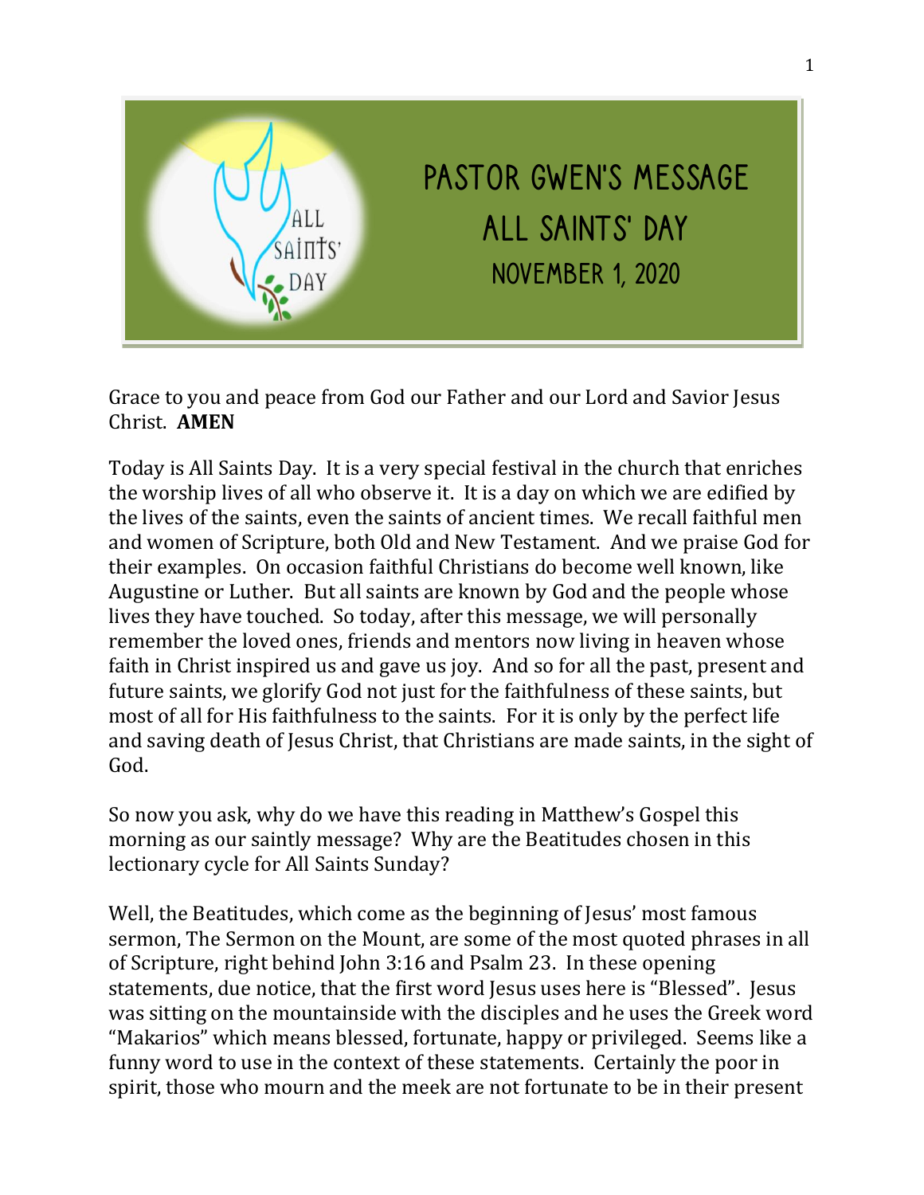# PASTOR GWEN'S MESSAGE

## ALL SAINTS' DAY

### NOVEMBER 1, 2020

Grace to you and peace from God our Father and our Lord and Savior Jesus Christ. **AMEN**

Today is All Saints Day. It is a very special festival in the church that enriches the worship lives of all who observe it. It is a day on which we are edified by the lives of the saints, even the saints of ancient times. We recall faithful men and women of Scripture, both Old and New Testament. And we praise God for their examples. On occasion faithful Christians do become well known, like Augustine or Luther. But all saints are known by God and the people whose lives they have touched. So today, after this message, we will personally remember the loved ones, friends and mentors now living in heaven whose faith in Christ inspired us and gave us joy. And so for all the past, present and future saints, we glorify God not just for the faithfulness of these saints, but most of all for His faithfulness to the saints. For it is only by the perfect life and saving death of Jesus Christ, that Christians are made saints, in the sight of God.

So now you ask, why do we have this reading in Matthew's Gospel this morning as our saintly message? Why are the Beatitudes chosen in this lectionary cycle for All Saints Sunday?

Well, the Beatitudes, which come as the beginning of Jesus' most famous sermon, The Sermon on the Mount, are some of the most quoted phrases in all of Scripture, right behind John 3:16 and Psalm 23. In these opening statements, due notice, that the first word Jesus uses here is "Blessed". Jesus was sitting on the mountainside with the disciples and he uses the Greek word "Makarios" which means blessed, fortunate, happy or privileged. Seems like a funny word to use in the context of these statements. Certainly the poor in spirit, those who mourn and the meek are not fortunate to be in their present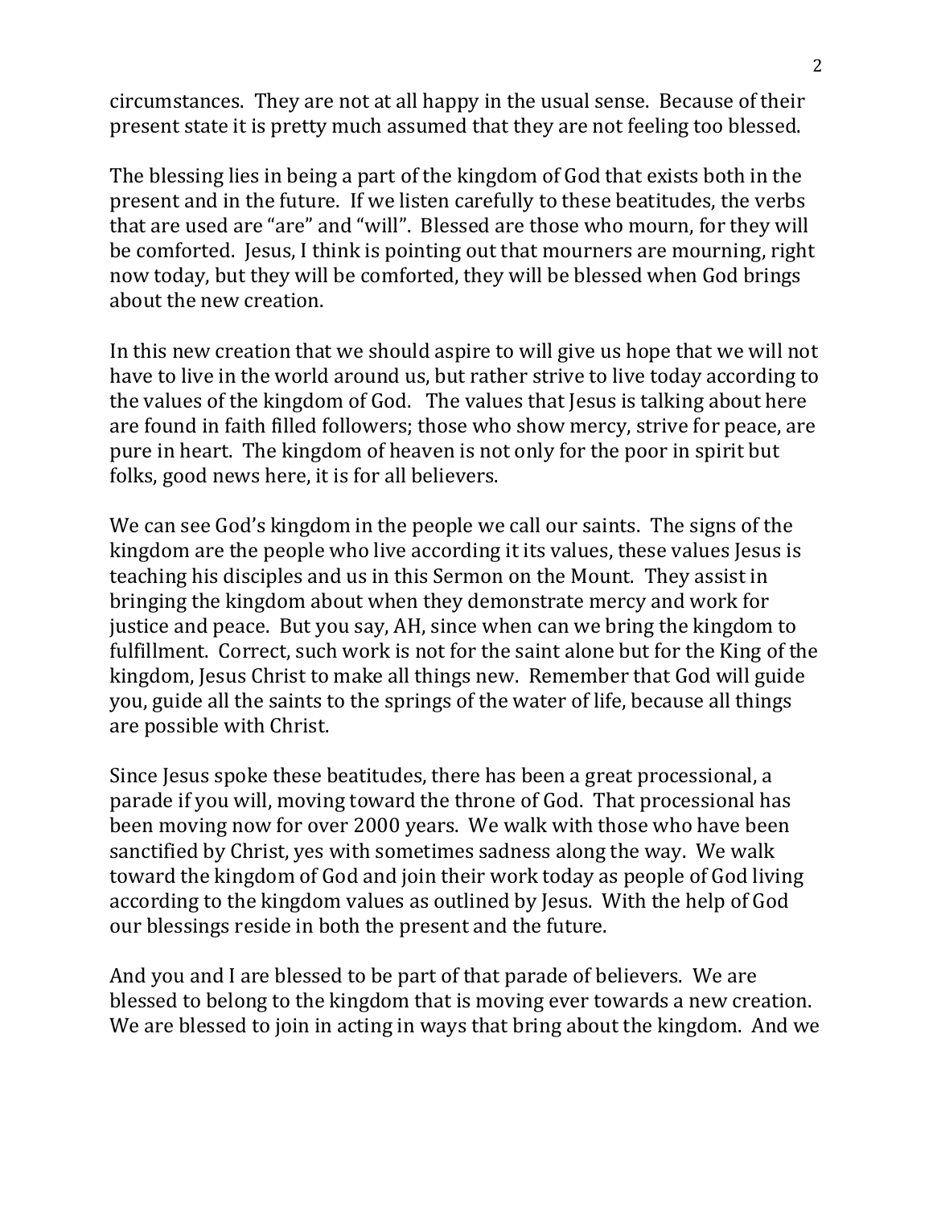circumstances. They are not at all happy in the usual sense. Because of their present state it is pretty much assumed that they are not feeling too blessed.

The blessing lies in being a part of the kingdom of God that exists both in the present and in the future. If we listen carefully to these beatitudes, the verbs that are used are "are" and "will". Blessed are those who mourn, for they will be comforted. Jesus, I think is pointing out that mourners are mourning, right now today, but they will be comforted, they will be blessed when God brings about the new creation.

In this new creation that we should aspire to will give us hope that we will not have to live in the world around us, but rather strive to live today according to the values of the kingdom of God. The values that Jesus is talking about here are found in faith filled followers; those who show mercy, strive for peace, are pure in heart. The kingdom of heaven is not only for the poor in spirit but folks, good news here, it is for all believers.

We can see God's kingdom in the people we call our saints. The signs of the kingdom are the people who live according it its values, these values Jesus is teaching his disciples and us in this Sermon on the Mount. They assist in bringing the kingdom about when they demonstrate mercy and work for justice and peace. But you say, AH, since when can we bring the kingdom to fulfillment. Correct, such work is not for the saint alone but for the King of the kingdom, Jesus Christ to make all things new. Remember that God will guide you, guide all the saints to the springs of the water of life, because all things are possible with Christ.

Since Jesus spoke these beatitudes, there has been a great processional, a parade if you will, moving toward the throne of God. That processional has been moving now for over 2000 years. We walk with those who have been sanctified by Christ, yes with sometimes sadness along the way. We walk toward the kingdom of God and join their work today as people of God living according to the kingdom values as outlined by Jesus. With the help of God our blessings reside in both the present and the future.

And you and I are blessed to be part of that parade of believers. We are blessed to belong to the kingdom that is moving ever towards a new creation. We are blessed to join in acting in ways that bring about the kingdom. And we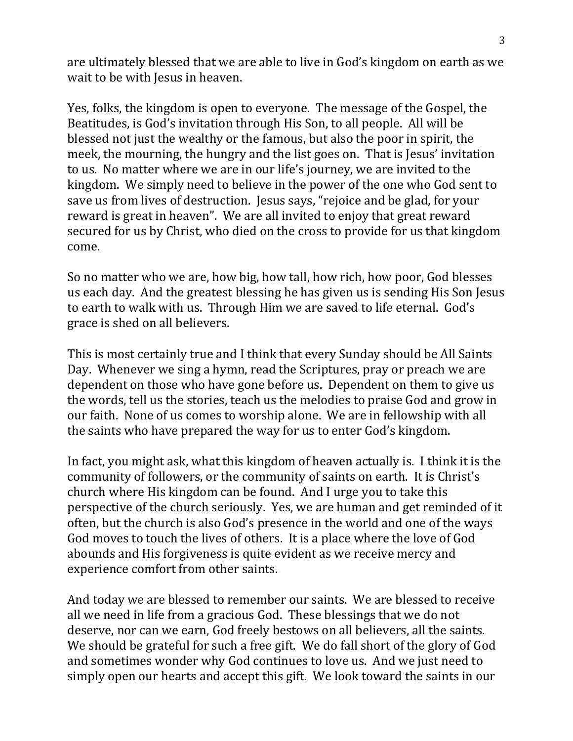are ultimately blessed that we are able to live in God's kingdom on earth as we wait to be with Jesus in heaven.

Yes, folks, the kingdom is open to everyone. The message of the Gospel, the Beatitudes, is God's invitation through His Son, to all people. All will be blessed not just the wealthy or the famous, but also the poor in spirit, the meek, the mourning, the hungry and the list goes on. That is Jesus' invitation to us. No matter where we are in our life's journey, we are invited to the kingdom. We simply need to believe in the power of the one who God sent to save us from lives of destruction. Jesus says, "rejoice and be glad, for your reward is great in heaven". We are all invited to enjoy that great reward secured for us by Christ, who died on the cross to provide for us that kingdom come.

So no matter who we are, how big, how tall, how rich, how poor, God blesses us each day. And the greatest blessing he has given us is sending His Son Jesus to earth to walk with us. Through Him we are saved to life eternal. God's grace is shed on all believers.

This is most certainly true and I think that every Sunday should be All Saints Day. Whenever we sing a hymn, read the Scriptures, pray or preach we are dependent on those who have gone before us. Dependent on them to give us the words, tell us the stories, teach us the melodies to praise God and grow in our faith. None of us comes to worship alone. We are in fellowship with all the saints who have prepared the way for us to enter God's kingdom.

In fact, you might ask, what this kingdom of heaven actually is. I think it is the community of followers, or the community of saints on earth. It is Christ's church where His kingdom can be found. And I urge you to take this perspective of the church seriously. Yes, we are human and get reminded of it often, but the church is also God's presence in the world and one of the ways God moves to touch the lives of others. It is a place where the love of God abounds and His forgiveness is quite evident as we receive mercy and experience comfort from other saints.

And today we are blessed to remember our saints. We are blessed to receive all we need in life from a gracious God. These blessings that we do not deserve, nor can we earn, God freely bestows on all believers, all the saints. We should be grateful for such a free gift. We do fall short of the glory of God and sometimes wonder why God continues to love us. And we just need to simply open our hearts and accept this gift. We look toward the saints in our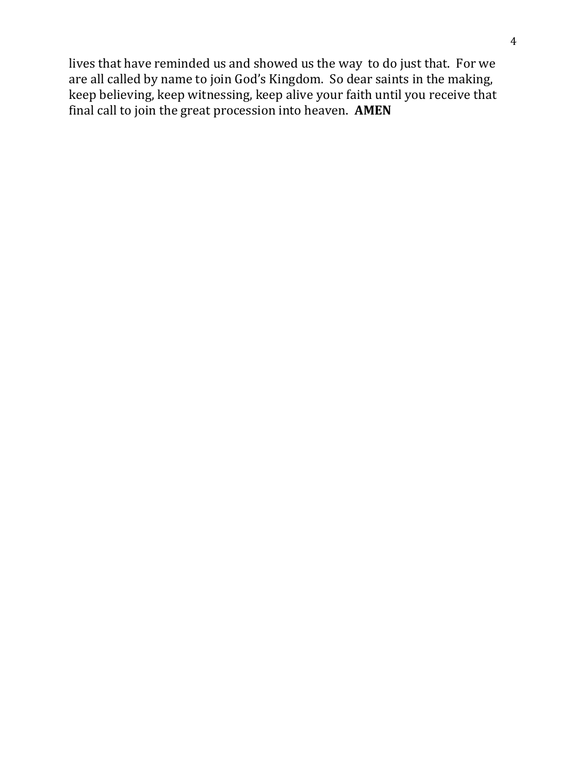lives that have reminded us and showed us the way to do just that. For we are all called by name to join God's Kingdom. So dear saints in the making, keep believing, keep witnessing, keep alive your faith until you receive that final call to join the great procession into heaven. **AMEN**